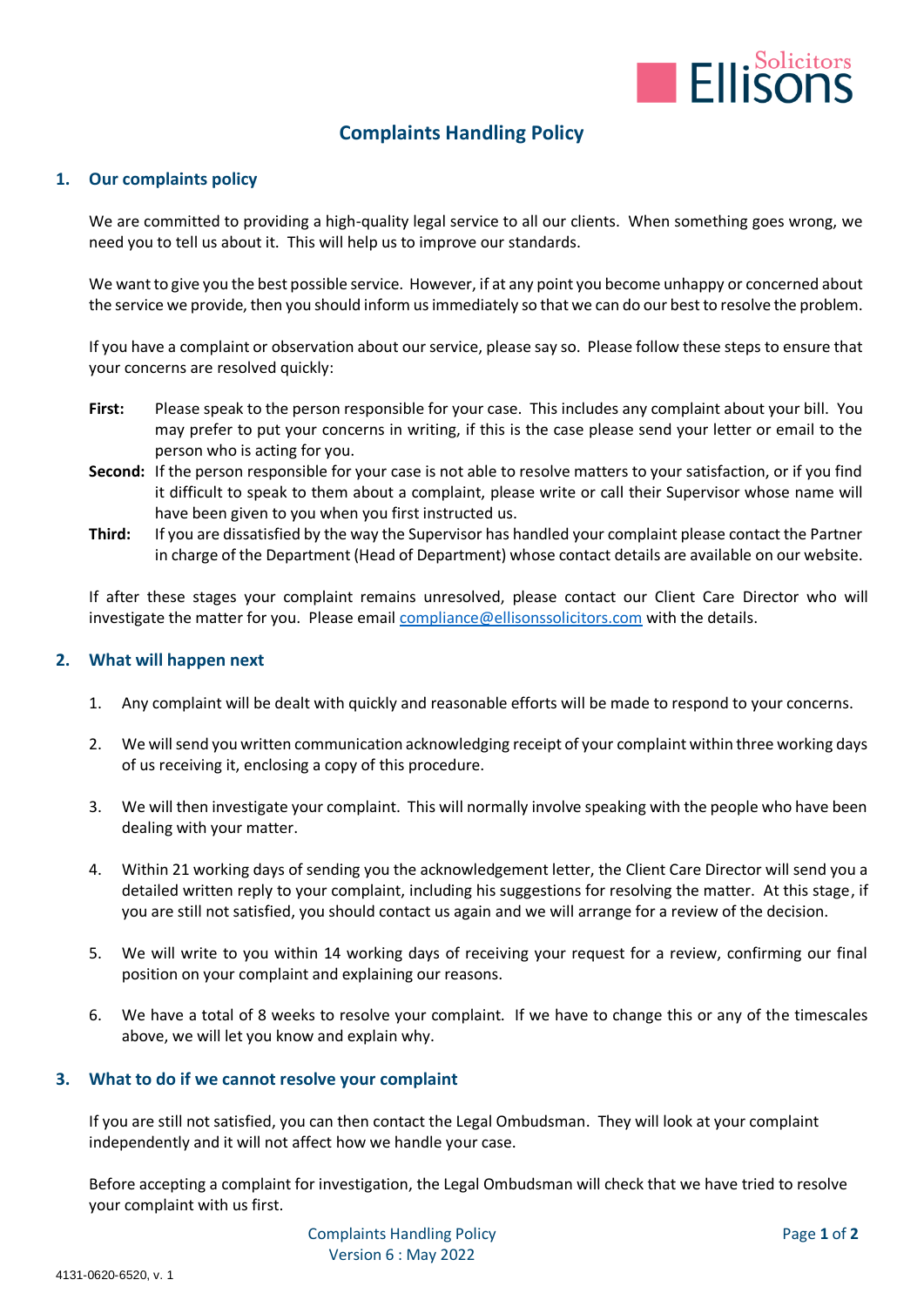# Complaints Handling Policy

## 1. Our complaints policy

We are committed to providing a high-quality legal service to all our clients. When something goes wrong, we need you to tell us about it. This will help us to improve our standards.

We want to give you the best possible service. However, if at any point you become unhappy or concerned about the service we provide, then you should inform us immediately so that we can do our best to resolve the problem.

If you have a complaint or observation about our service, please say so. Please follow these steps to ensure that your concerns are resolved quickly:

**First:** Please speak to the person responsible for your case. This includes any complaint about your bill. You may prefer to put your concerns in writing, if this is the case please send your letter or email to the person who is acting for you.

**Second:** If the person responsible for your case is not able to resolve matters to your satisfaction, or if you find it difficult to speak to them about a complaint, please write or call their Supervisor whose name will have been given to you when you first instructed us.

**Third:** If you are dissatisfied by the way the Supervisor has handled your complaint please contact the Partner in charge of the Department (Head of Department) whose contact details are available on our website.

If after these stages your complaint remains unresolved, please contact our Client Care Director who will investigate the matter for you. Please email compliance@ellisonssolicitors.com with the details.

## 2. What will happen next

1. Any complaint will be dealt with quickly and reasonable efforts will be made to respond to your concerns.
2. We will send you written communication acknowledging receipt of your complaint within three working days of us receiving it, enclosing a copy of this procedure.
3. We will then investigate your complaint. This will normally involve speaking with the people who have been dealing with your matter.
4. Within 21 working days of sending you the acknowledgement letter, the Client Care Director will send you a detailed written reply to your complaint, including his suggestions for resolving the matter. At this stage, if you are still not satisfied, you should contact us again and we will arrange for a review of the decision.
5. We will write to you within 14 working days of receiving your request for a review, confirming our final position on your complaint and explaining our reasons.
6. We have a total of 8 weeks to resolve your complaint. If we have to change this or any of the timescales above, we will let you know and explain why.

## 3. What to do if we cannot resolve your complaint

If you are still not satisfied, you can then contact the Legal Ombudsman. They will look at your complaint independently and it will not affect how we handle your case.

Before accepting a complaint for investigation, the Legal Ombudsman will check that we have tried to resolve your complaint with us first.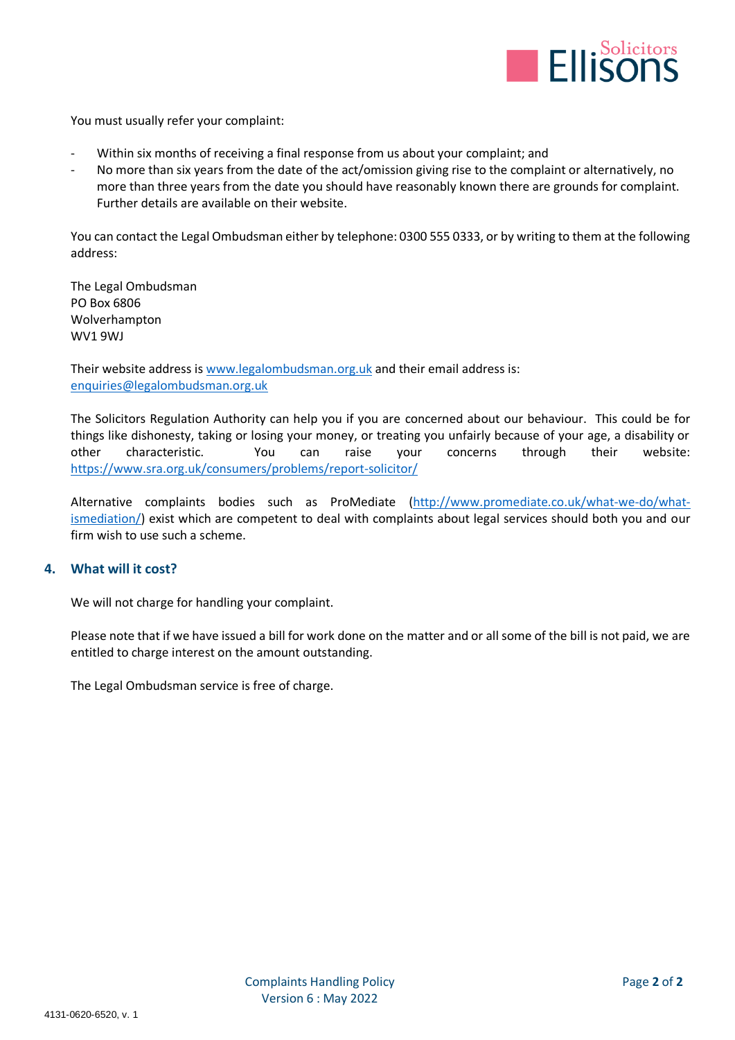You must usually refer your complaint:

- Within six months of receiving a final response from us about your complaint; and
- No more than six years from the date of the act/omission giving rise to the complaint or alternatively, no more than three years from the date you should have reasonably known there are grounds for complaint. Further details are available on their website.

You can contact the Legal Ombudsman either by telephone: 0300 555 0333, or by writing to them at the following address:

The Legal Ombudsman
PO Box 6806
Wolverhampton
WV1 9WJ

Their website address is www.legalombudsman.org.uk and their email address is: enquiries@legalombudsman.org.uk

The Solicitors Regulation Authority can help you if you are concerned about our behaviour. This could be for things like dishonesty, taking or losing your money, or treating you unfairly because of your age, a disability or other characteristic. You can raise your concerns through their website: https://www.sra.org.uk/consumers/problems/report-solicitor/

Alternative complaints bodies such as ProMediate (http://www.promediate.co.uk/what-we-do/what-ismediation/) exist which are competent to deal with complaints about legal services should both you and our firm wish to use such a scheme.

## 4. What will it cost?

We will not charge for handling your complaint.

Please note that if we have issued a bill for work done on the matter and or all some of the bill is not paid, we are entitled to charge interest on the amount outstanding.

The Legal Ombudsman service is free of charge.